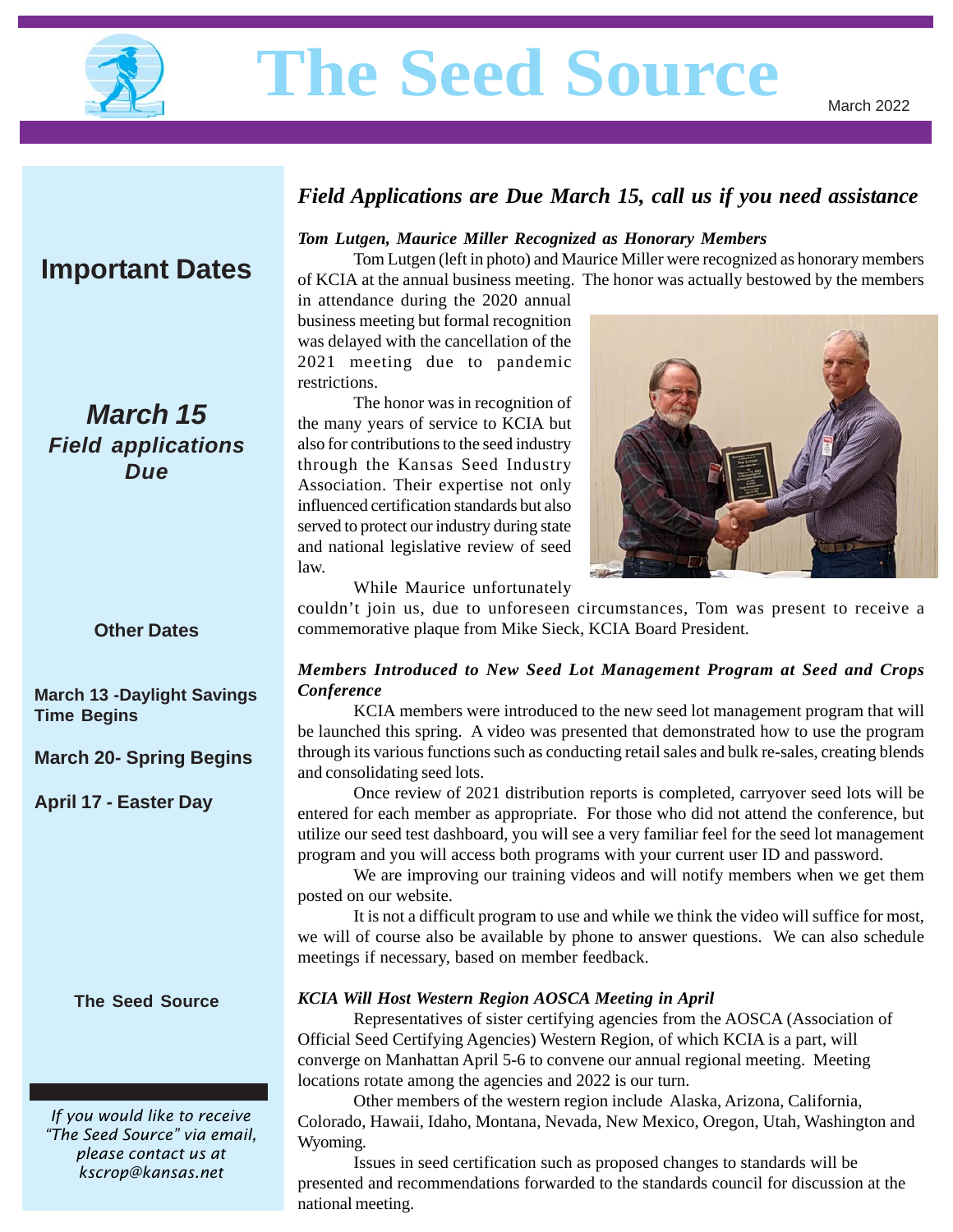# The Seed Source

March 2022

## Important Dates

### *March 15*
***Field applications Due***

**Other Dates**

**March 13 -Daylight Savings Time Begins**

**March 20- Spring Begins**

**April 17 - Easter Day**

**The Seed Source**

*If you would like to receive "The Seed Source" via email, please contact us at kscrop@kansas.net*

## *Field Applications are Due March 15, call us if you need assistance*

***Tom Lutgen, Maurice Miller Recognized as Honorary Members***

Tom Lutgen (left in photo) and Maurice Miller were recognized as honorary members of KCIA at the annual business meeting. The honor was actually bestowed by the members in attendance during the 2020 annual business meeting but formal recognition was delayed with the cancellation of the 2021 meeting due to pandemic restrictions.

The honor was in recognition of the many years of service to KCIA but also for contributions to the seed industry through the Kansas Seed Industry Association. Their expertise not only influenced certification standards but also served to protect our industry during state and national legislative review of seed law.

While Maurice unfortunately couldn't join us, due to unforeseen circumstances, Tom was present to receive a commemorative plaque from Mike Sieck, KCIA Board President.

***Members Introduced to New Seed Lot Management Program at Seed and Crops Conference***

KCIA members were introduced to the new seed lot management program that will be launched this spring. A video was presented that demonstrated how to use the program through its various functions such as conducting retail sales and bulk re-sales, creating blends and consolidating seed lots.

Once review of 2021 distribution reports is completed, carryover seed lots will be entered for each member as appropriate. For those who did not attend the conference, but utilize our seed test dashboard, you will see a very familiar feel for the seed lot management program and you will access both programs with your current user ID and password.

We are improving our training videos and will notify members when we get them posted on our website.

It is not a difficult program to use and while we think the video will suffice for most, we will of course also be available by phone to answer questions. We can also schedule meetings if necessary, based on member feedback.

***KCIA Will Host Western Region AOSCA Meeting in April***

Representatives of sister certifying agencies from the AOSCA (Association of Official Seed Certifying Agencies) Western Region, of which KCIA is a part, will converge on Manhattan April 5-6 to convene our annual regional meeting. Meeting locations rotate among the agencies and 2022 is our turn.

Other members of the western region include Alaska, Arizona, California, Colorado, Hawaii, Idaho, Montana, Nevada, New Mexico, Oregon, Utah, Washington and Wyoming.

Issues in seed certification such as proposed changes to standards will be presented and recommendations forwarded to the standards council for discussion at the national meeting.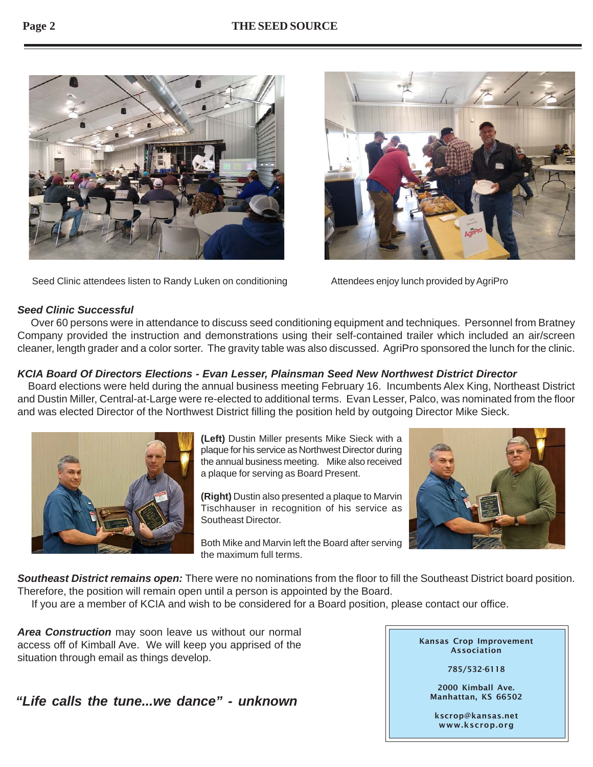Seed Clinic attendees listen to Randy Luken on conditioning

Attendees enjoy lunch provided by AgriPro

***Seed Clinic Successful***

Over 60 persons were in attendance to discuss seed conditioning equipment and techniques. Personnel from Bratney Company provided the instruction and demonstrations using their self-contained trailer which included an air/screen cleaner, length grader and a color sorter. The gravity table was also discussed. AgriPro sponsored the lunch for the clinic.

***KCIA Board Of Directors Elections - Evan Lesser, Plainsman Seed New Northwest District Director***

Board elections were held during the annual business meeting February 16. Incumbents Alex King, Northeast District and Dustin Miller, Central-at-Large were re-elected to additional terms. Evan Lesser, Palco, was nominated from the floor and was elected Director of the Northwest District filling the position held by outgoing Director Mike Sieck.

**(Left)** Dustin Miller presents Mike Sieck with a plaque for his service as Northwest Director during the annual business meeting. Mike also received a plaque for serving as Board Present.

**(Right)** Dustin also presented a plaque to Marvin Tischhauser in recognition of his service as Southeast Director.

Both Mike and Marvin left the Board after serving the maximum full terms.

***Southeast District remains open:*** There were no nominations from the floor to fill the Southeast District board position. Therefore, the position will remain open until a person is appointed by the Board.

If you are a member of KCIA and wish to be considered for a Board position, please contact our office.

***Area Construction*** may soon leave us without our normal access off of Kimball Ave. We will keep you apprised of the situation through email as things develop.

***"Life calls the tune...we dance" - unknown***

Kansas Crop Improvement Association

785/532-6118

2000 Kimball Ave.
Manhattan, KS 66502

kscrop@kansas.net
www.kscrop.org